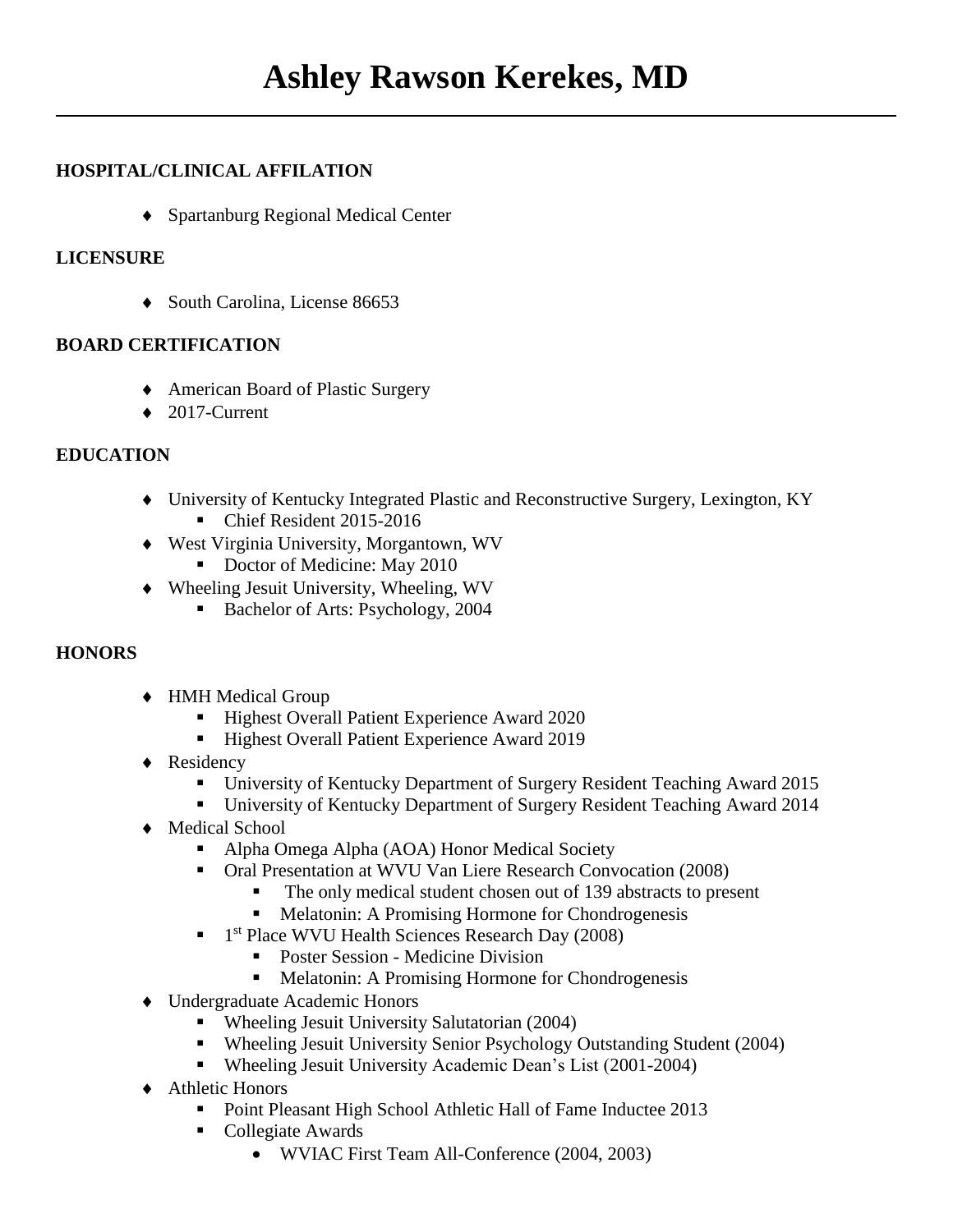# Ashley Rawson Kerekes, MD

---

**HOSPITAL/CLINICAL AFFILATION**

- Spartanburg Regional Medical Center

**LICENSURE**

- South Carolina, License 86653

**BOARD CERTIFICATION**

- American Board of Plastic Surgery
- 2017-Current

**EDUCATION**

- University of Kentucky Integrated Plastic and Reconstructive Surgery, Lexington, KY
  - Chief Resident 2015-2016
- West Virginia University, Morgantown, WV
  - Doctor of Medicine: May 2010
- Wheeling Jesuit University, Wheeling, WV
  - Bachelor of Arts: Psychology, 2004

**HONORS**

- HMH Medical Group
  - Highest Overall Patient Experience Award 2020
  - Highest Overall Patient Experience Award 2019
- Residency
  - University of Kentucky Department of Surgery Resident Teaching Award 2015
  - University of Kentucky Department of Surgery Resident Teaching Award 2014
- Medical School
  - Alpha Omega Alpha (AOA) Honor Medical Society
  - Oral Presentation at WVU Van Liere Research Convocation (2008)
    - The only medical student chosen out of 139 abstracts to present
    - Melatonin: A Promising Hormone for Chondrogenesis
  - 1st Place WVU Health Sciences Research Day (2008)
    - Poster Session - Medicine Division
    - Melatonin: A Promising Hormone for Chondrogenesis
- Undergraduate Academic Honors
  - Wheeling Jesuit University Salutatorian (2004)
  - Wheeling Jesuit University Senior Psychology Outstanding Student (2004)
  - Wheeling Jesuit University Academic Dean's List (2001-2004)
- Athletic Honors
  - Point Pleasant High School Athletic Hall of Fame Inductee 2013
  - Collegiate Awards
    - WVIAC First Team All-Conference (2004, 2003)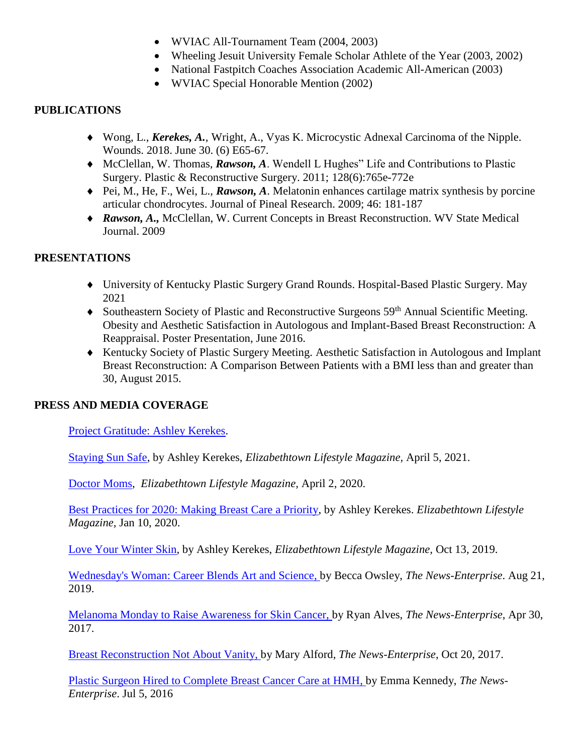- WVIAC All-Tournament Team (2004, 2003)
- Wheeling Jesuit University Female Scholar Athlete of the Year (2003, 2002)
- National Fastpitch Coaches Association Academic All-American (2003)
- WVIAC Special Honorable Mention (2002)

## PUBLICATIONS

- Wong, L., ***Kerekes, A.***, Wright, A., Vyas K. Microcystic Adnexal Carcinoma of the Nipple. Wounds. 2018. June 30. (6) E65-67.
- McClellan, W. Thomas, ***Rawson, A***. Wendell L Hughes" Life and Contributions to Plastic Surgery. Plastic & Reconstructive Surgery. 2011; 128(6):765e-772e
- Pei, M., He, F., Wei, L., ***Rawson, A***. Melatonin enhances cartilage matrix synthesis by porcine articular chondrocytes. Journal of Pineal Research. 2009; 46: 181-187
- ***Rawson, A.,*** McClellan, W. Current Concepts in Breast Reconstruction. WV State Medical Journal. 2009

## PRESENTATIONS

- University of Kentucky Plastic Surgery Grand Rounds. Hospital-Based Plastic Surgery. May 2021
- Southeastern Society of Plastic and Reconstructive Surgeons 59th Annual Scientific Meeting. Obesity and Aesthetic Satisfaction in Autologous and Implant-Based Breast Reconstruction: A Reappraisal. Poster Presentation, June 2016.
- Kentucky Society of Plastic Surgery Meeting. Aesthetic Satisfaction in Autologous and Implant Breast Reconstruction: A Comparison Between Patients with a BMI less than and greater than 30, August 2015.

## PRESS AND MEDIA COVERAGE

Project Gratitude: Ashley Kerekes.

Staying Sun Safe, by Ashley Kerekes, *Elizabethtown Lifestyle Magazine,* April 5, 2021.

Doctor Moms, *Elizabethtown Lifestyle Magazine,* April 2, 2020.

Best Practices for 2020: Making Breast Care a Priority, by Ashley Kerekes. *Elizabethtown Lifestyle Magazine*, Jan 10, 2020.

Love Your Winter Skin, by Ashley Kerekes, *Elizabethtown Lifestyle Magazine,* Oct 13, 2019.

Wednesday's Woman: Career Blends Art and Science, by Becca Owsley, *The News-Enterprise*. Aug 21, 2019.

Melanoma Monday to Raise Awareness for Skin Cancer, by Ryan Alves, *The News-Enterprise*, Apr 30, 2017.

Breast Reconstruction Not About Vanity, by Mary Alford, *The News-Enterprise*, Oct 20, 2017.

Plastic Surgeon Hired to Complete Breast Cancer Care at HMH, by Emma Kennedy, *The News-Enterprise*. Jul 5, 2016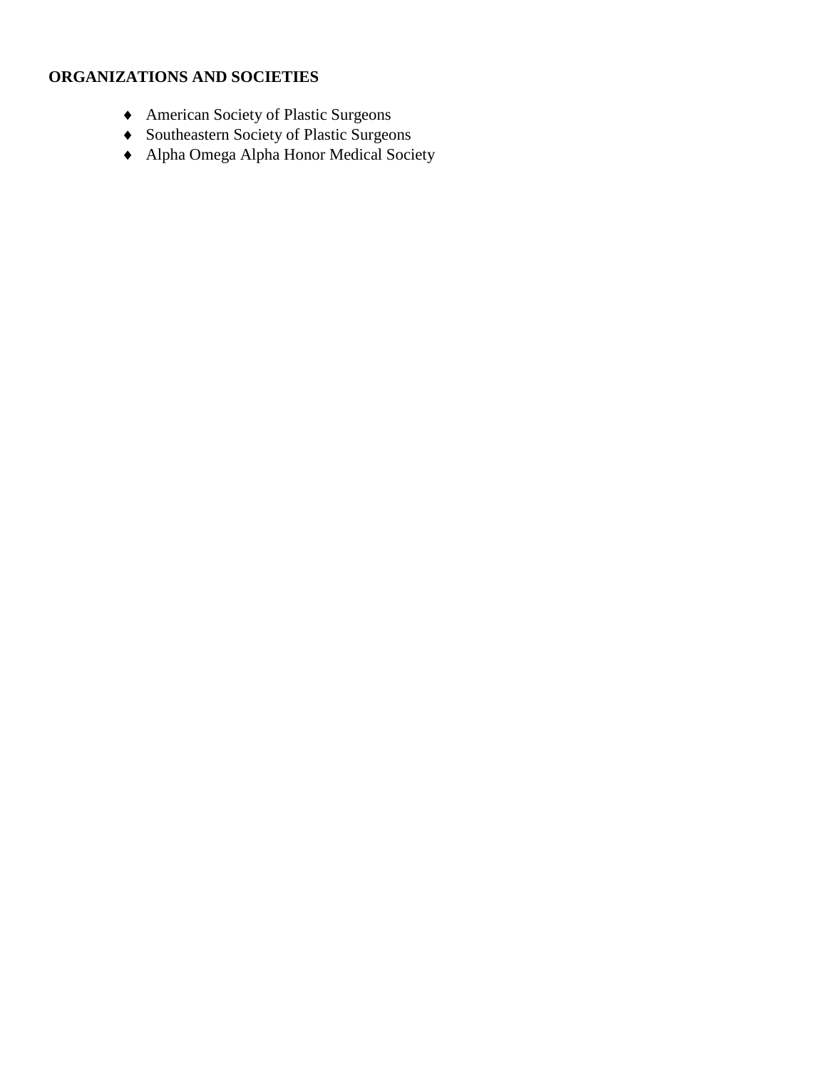**ORGANIZATIONS AND SOCIETIES**

- American Society of Plastic Surgeons
- Southeastern Society of Plastic Surgeons
- Alpha Omega Alpha Honor Medical Society